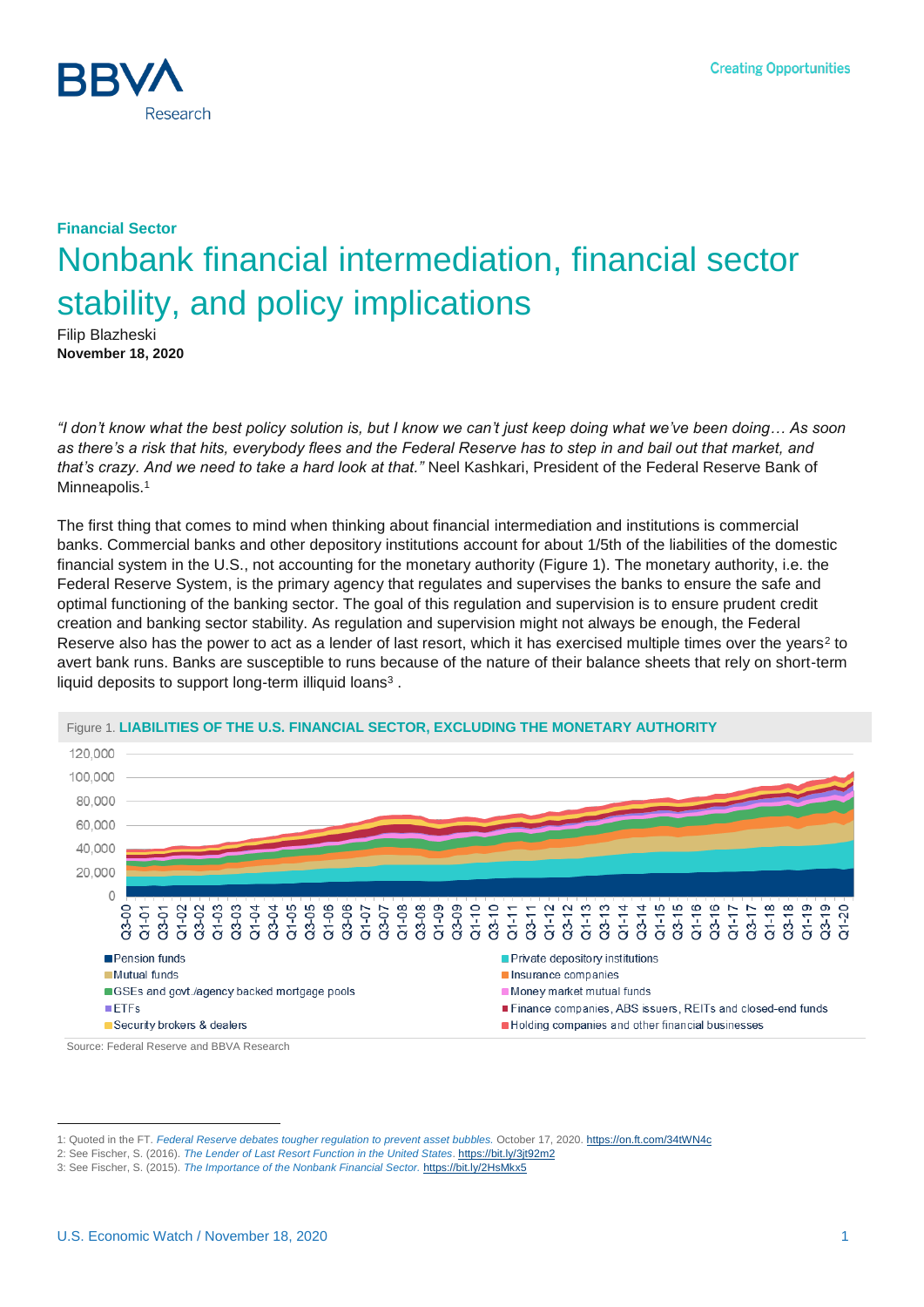**Financial Sector**

# Nonbank financial intermediation, financial sector stability, and policy implications

Filip Blazheski
**November 18, 2020**

*"I don't know what the best policy solution is, but I know we can't just keep doing what we've been doing… As soon as there's a risk that hits, everybody flees and the Federal Reserve has to step in and bail out that market, and that's crazy. And we need to take a hard look at that."* Neel Kashkari, President of the Federal Reserve Bank of Minneapolis.[1]

The first thing that comes to mind when thinking about financial intermediation and institutions is commercial banks. Commercial banks and other depository institutions account for about 1/5th of the liabilities of the domestic financial system in the U.S., not accounting for the monetary authority (Figure 1). The monetary authority, i.e. the Federal Reserve System, is the primary agency that regulates and supervises the banks to ensure the safe and optimal functioning of the banking sector. The goal of this regulation and supervision is to ensure prudent credit creation and banking sector stability. As regulation and supervision might not always be enough, the Federal Reserve also has the power to act as a lender of last resort, which it has exercised multiple times over the years[2] to avert bank runs. Banks are susceptible to runs because of the nature of their balance sheets that rely on short-term liquid deposits to support long-term illiquid loans[3] .

Figure 1. **LIABILITIES OF THE U.S. FINANCIAL SECTOR, EXCLUDING THE MONETARY AUTHORITY**

120,000
100,000
80,000
60,000
40,000
20,000
0

Q3-00 Q1-01 Q3-01 Q1-02 Q3-02 Q1-03 Q3-03 Q1-04 Q3-04 Q1-05 Q3-05 Q1-06 Q3-06 Q1-07 Q3-07 Q1-08 Q3-08 Q1-09 Q3-09 Q1-10 Q3-10 Q1-11 Q3-11 Q1-12 Q3-12 Q1-13 Q3-13 Q1-14 Q3-14 Q1-15 Q3-15 Q1-16 Q3-16 Q1-17 Q3-17 Q1-18 Q3-18 Q1-19 Q3-19 Q1-20

Pension funds
Private depository institutions
Mutual funds
Insurance companies
GSEs and govt./agency backed mortgage pools
Money market mutual funds
ETFs
Finance companies, ABS issuers, REITs and closed-end funds
Security brokers & dealers
Holding companies and other financial businesses

Source: Federal Reserve and BBVA Research

---

1: Quoted in the FT. *Federal Reserve debates tougher regulation to prevent asset bubbles.* October 17, 2020. https://on.ft.com/34tWN4c
2: See Fischer, S. (2016). *The Lender of Last Resort Function in the United States*. https://bit.ly/3jt92m2
3: See Fischer, S. (2015). *The Importance of the Nonbank Financial Sector.* https://bit.ly/2HsMkx5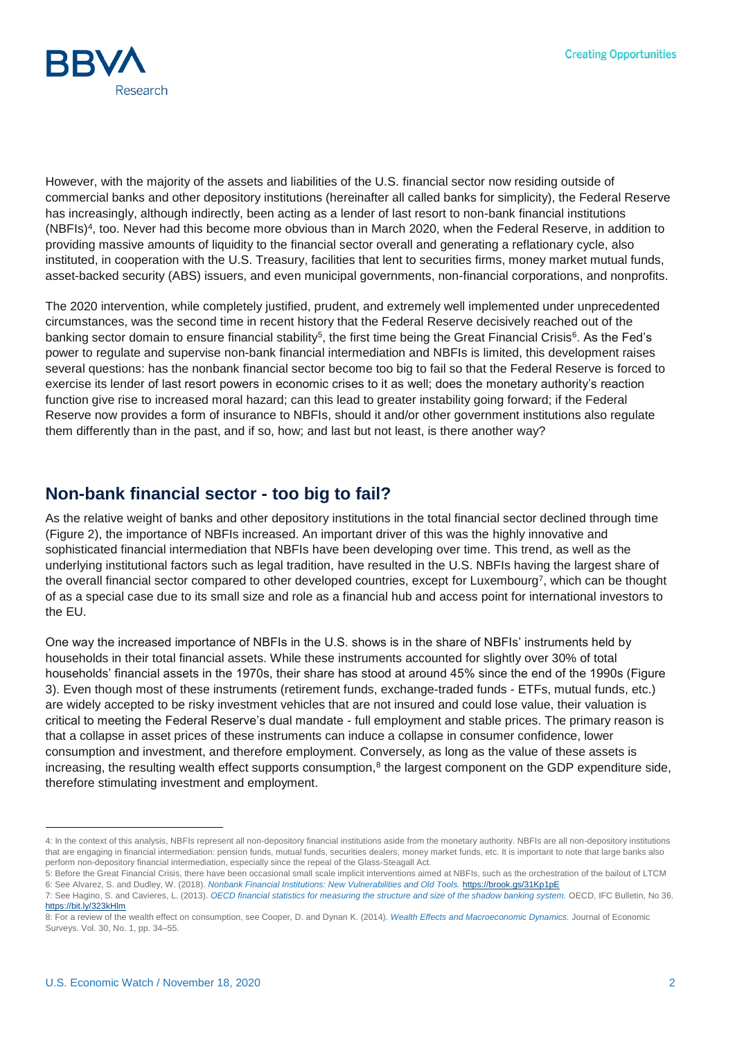However, with the majority of the assets and liabilities of the U.S. financial sector now residing outside of commercial banks and other depository institutions (hereinafter all called banks for simplicity), the Federal Reserve has increasingly, although indirectly, been acting as a lender of last resort to non-bank financial institutions (NBFIs)[4], too. Never had this become more obvious than in March 2020, when the Federal Reserve, in addition to providing massive amounts of liquidity to the financial sector overall and generating a reflationary cycle, also instituted, in cooperation with the U.S. Treasury, facilities that lent to securities firms, money market mutual funds, asset-backed security (ABS) issuers, and even municipal governments, non-financial corporations, and nonprofits.

The 2020 intervention, while completely justified, prudent, and extremely well implemented under unprecedented circumstances, was the second time in recent history that the Federal Reserve decisively reached out of the banking sector domain to ensure financial stability[5], the first time being the Great Financial Crisis[6]. As the Fed's power to regulate and supervise non-bank financial intermediation and NBFIs is limited, this development raises several questions: has the nonbank financial sector become too big to fail so that the Federal Reserve is forced to exercise its lender of last resort powers in economic crises to it as well; does the monetary authority's reaction function give rise to increased moral hazard; can this lead to greater instability going forward; if the Federal Reserve now provides a form of insurance to NBFIs, should it and/or other government institutions also regulate them differently than in the past, and if so, how; and last but not least, is there another way?

## Non-bank financial sector - too big to fail?

As the relative weight of banks and other depository institutions in the total financial sector declined through time (Figure 2), the importance of NBFIs increased. An important driver of this was the highly innovative and sophisticated financial intermediation that NBFIs have been developing over time. This trend, as well as the underlying institutional factors such as legal tradition, have resulted in the U.S. NBFIs having the largest share of the overall financial sector compared to other developed countries, except for Luxembourg[7], which can be thought of as a special case due to its small size and role as a financial hub and access point for international investors to the EU.

One way the increased importance of NBFIs in the U.S. shows is in the share of NBFIs' instruments held by households in their total financial assets. While these instruments accounted for slightly over 30% of total households' financial assets in the 1970s, their share has stood at around 45% since the end of the 1990s (Figure 3). Even though most of these instruments (retirement funds, exchange-traded funds - ETFs, mutual funds, etc.) are widely accepted to be risky investment vehicles that are not insured and could lose value, their valuation is critical to meeting the Federal Reserve's dual mandate - full employment and stable prices. The primary reason is that a collapse in asset prices of these instruments can induce a collapse in consumer confidence, lower consumption and investment, and therefore employment. Conversely, as long as the value of these assets is increasing, the resulting wealth effect supports consumption,[8] the largest component on the GDP expenditure side, therefore stimulating investment and employment.

---

4: In the context of this analysis, NBFIs represent all non-depository financial institutions aside from the monetary authority. NBFIs are all non-depository institutions that are engaging in financial intermediation: pension funds, mutual funds, securities dealers, money market funds, etc. It is important to note that large banks also perform non-depository financial intermediation, especially since the repeal of the Glass-Steagall Act.

5: Before the Great Financial Crisis, there have been occasional small scale implicit interventions aimed at NBFIs, such as the orchestration of the bailout of LTCM

6: See Alvarez, S. and Dudley, W. (2018). *Nonbank Financial Institutions: New Vulnerabilities and Old Tools.* https://brook.gs/31Kp1pE

7: See Hagino, S. and Cavieres, L. (2013). *OECD financial statistics for measuring the structure and size of the shadow banking system.* OECD, IFC Bulletin, No 36. https://bit.ly/323kHlm

8: For a review of the wealth effect on consumption, see Cooper, D. and Dynan K. (2014). *Wealth Effects and Macroeconomic Dynamics.* Journal of Economic Surveys. Vol. 30, No. 1, pp. 34–55.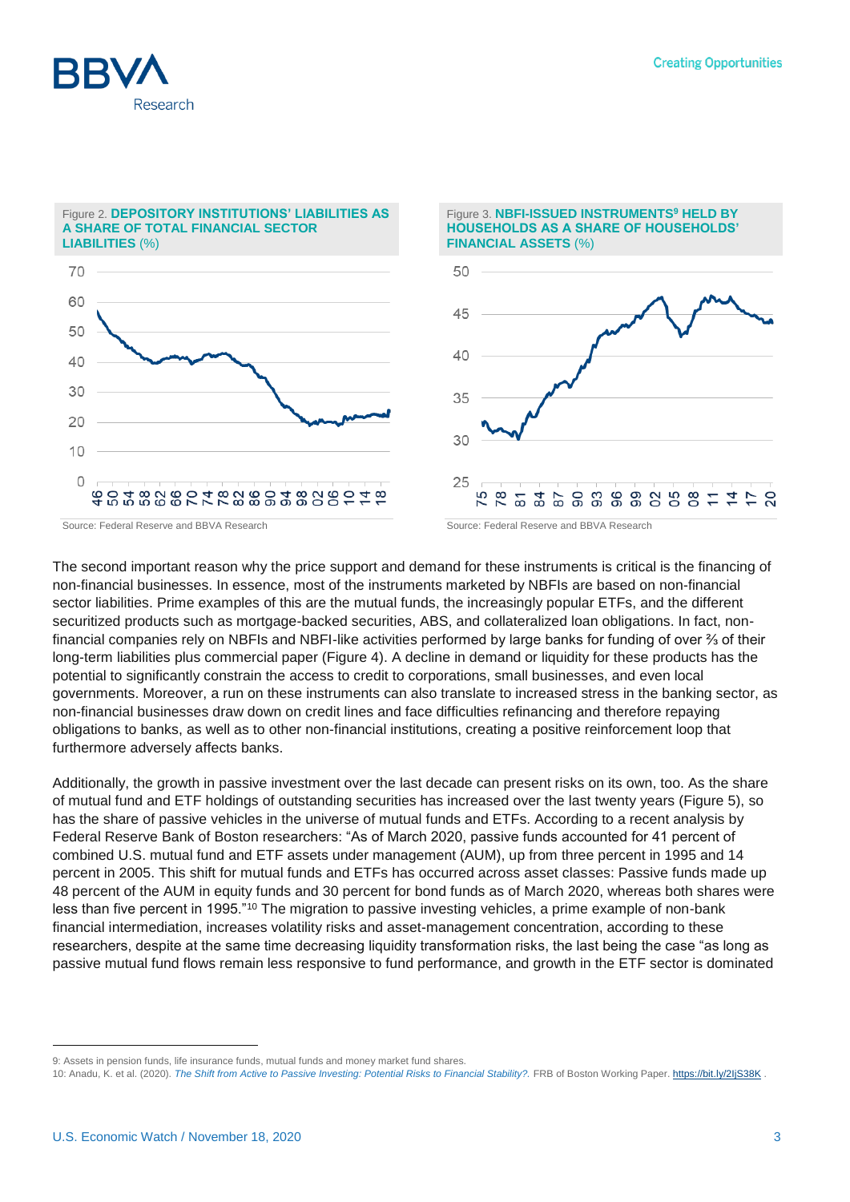Figure 2. **DEPOSITORY INSTITUTIONS' LIABILITIES AS A SHARE OF TOTAL FINANCIAL SECTOR LIABILITIES** (%)

70
60
50
40
30
20
10
0

46 50 54 58 62 66 70 74 78 82 86 90 94 98 02 06 10 14 18

Source: Federal Reserve and BBVA Research

Figure 3. **NBFI-ISSUED INSTRUMENTS[9] HELD BY HOUSEHOLDS AS A SHARE OF HOUSEHOLDS' FINANCIAL ASSETS** (%)

50
45
40
35
30
25

75 78 81 84 87 90 93 96 99 02 05 08 11 14 17 20

Source: Federal Reserve and BBVA Research

The second important reason why the price support and demand for these instruments is critical is the financing of non-financial businesses. In essence, most of the instruments marketed by NBFIs are based on non-financial sector liabilities. Prime examples of this are the mutual funds, the increasingly popular ETFs, and the different securitized products such as mortgage-backed securities, ABS, and collateralized loan obligations. In fact, non-financial companies rely on NBFIs and NBFI-like activities performed by large banks for funding of over ⅔ of their long-term liabilities plus commercial paper (Figure 4). A decline in demand or liquidity for these products has the potential to significantly constrain the access to credit to corporations, small businesses, and even local governments. Moreover, a run on these instruments can also translate to increased stress in the banking sector, as non-financial businesses draw down on credit lines and face difficulties refinancing and therefore repaying obligations to banks, as well as to other non-financial institutions, creating a positive reinforcement loop that furthermore adversely affects banks.

Additionally, the growth in passive investment over the last decade can present risks on its own, too. As the share of mutual fund and ETF holdings of outstanding securities has increased over the last twenty years (Figure 5), so has the share of passive vehicles in the universe of mutual funds and ETFs. According to a recent analysis by Federal Reserve Bank of Boston researchers: "As of March 2020, passive funds accounted for 41 percent of combined U.S. mutual fund and ETF assets under management (AUM), up from three percent in 1995 and 14 percent in 2005. This shift for mutual funds and ETFs has occurred across asset classes: Passive funds made up 48 percent of the AUM in equity funds and 30 percent for bond funds as of March 2020, whereas both shares were less than five percent in 1995."[10] The migration to passive investing vehicles, a prime example of non-bank financial intermediation, increases volatility risks and asset-management concentration, according to these researchers, despite at the same time decreasing liquidity transformation risks, the last being the case "as long as passive mutual fund flows remain less responsive to fund performance, and growth in the ETF sector is dominated

---

9: Assets in pension funds, life insurance funds, mutual funds and money market fund shares.

10: Anadu, K. et al. (2020). *The Shift from Active to Passive Investing: Potential Risks to Financial Stability?.* FRB of Boston Working Paper. https://bit.ly/2IjS38K .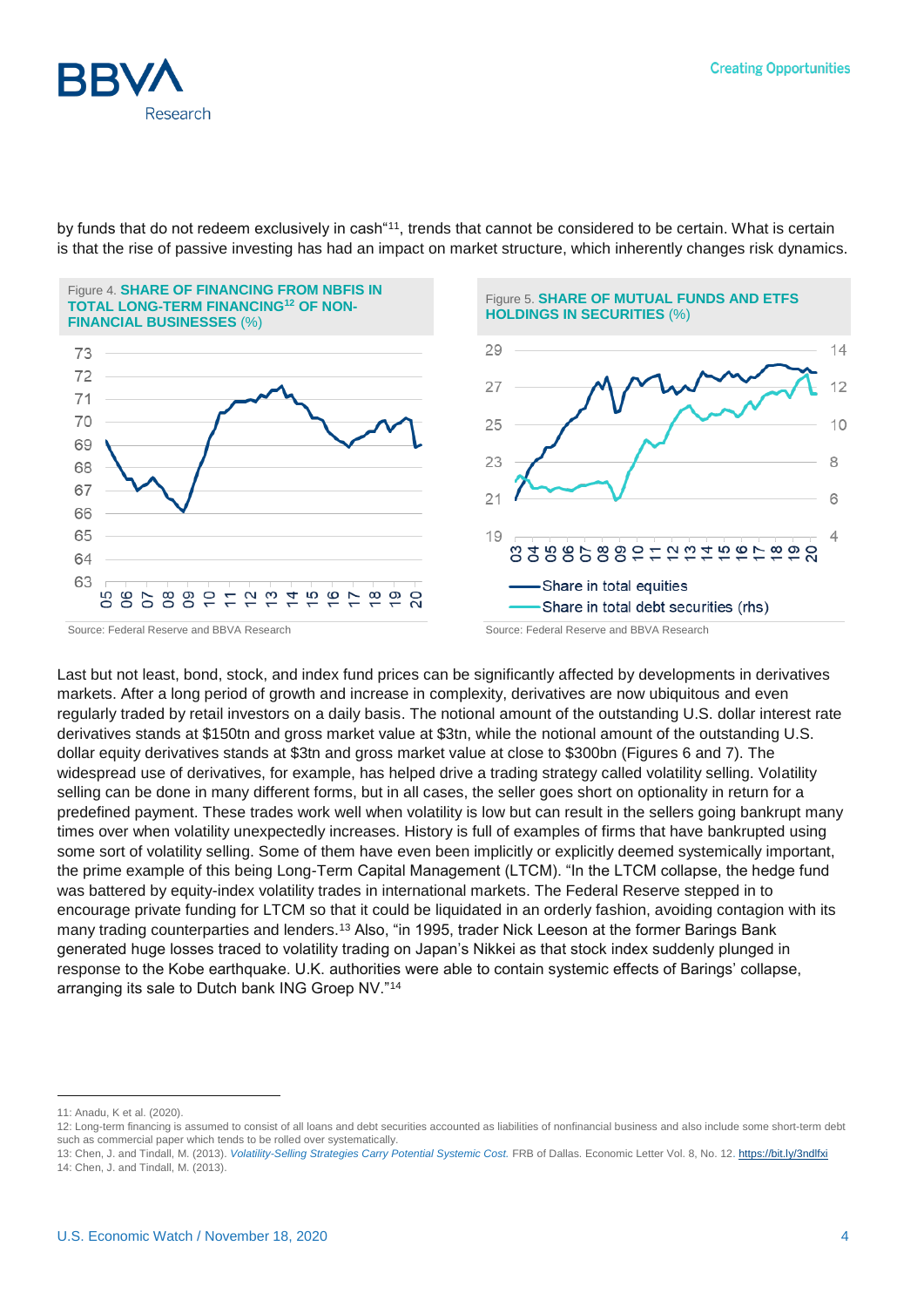by funds that do not redeem exclusively in cash"[11], trends that cannot be considered to be certain. What is certain is that the rise of passive investing has had an impact on market structure, which inherently changes risk dynamics.

Figure 4. **SHARE OF FINANCING FROM NBFIS IN TOTAL LONG-TERM FINANCING[12] OF NON-FINANCIAL BUSINESSES** (%)

73
72
71
70
69
68
67
66
65
64
63

05 06 07 08 09 10 11 12 13 14 15 16 17 18 19 20

Source: Federal Reserve and BBVA Research

Figure 5. **SHARE OF MUTUAL FUNDS AND ETFS HOLDINGS IN SECURITIES** (%)

29
27
25
23
21
19

14
12
10
8
6
4

03 04 05 06 07 08 09 10 11 12 13 14 15 16 17 18 19 20

Share in total equities
Share in total debt securities (rhs)

Source: Federal Reserve and BBVA Research

Last but not least, bond, stock, and index fund prices can be significantly affected by developments in derivatives markets. After a long period of growth and increase in complexity, derivatives are now ubiquitous and even regularly traded by retail investors on a daily basis. The notional amount of the outstanding U.S. dollar interest rate derivatives stands at \$150tn and gross market value at \$3tn, while the notional amount of the outstanding U.S. dollar equity derivatives stands at \$3tn and gross market value at close to \$300bn (Figures 6 and 7). The widespread use of derivatives, for example, has helped drive a trading strategy called volatility selling. Volatility selling can be done in many different forms, but in all cases, the seller goes short on optionality in return for a predefined payment. These trades work well when volatility is low but can result in the sellers going bankrupt many times over when volatility unexpectedly increases. History is full of examples of firms that have bankrupted using some sort of volatility selling. Some of them have even been implicitly or explicitly deemed systemically important, the prime example of this being Long-Term Capital Management (LTCM). "In the LTCM collapse, the hedge fund was battered by equity-index volatility trades in international markets. The Federal Reserve stepped in to encourage private funding for LTCM so that it could be liquidated in an orderly fashion, avoiding contagion with its many trading counterparties and lenders.[13] Also, "in 1995, trader Nick Leeson at the former Barings Bank generated huge losses traced to volatility trading on Japan's Nikkei as that stock index suddenly plunged in response to the Kobe earthquake. U.K. authorities were able to contain systemic effects of Barings' collapse, arranging its sale to Dutch bank ING Groep NV."[14]

---

11: Anadu, K et al. (2020).
12: Long-term financing is assumed to consist of all loans and debt securities accounted as liabilities of nonfinancial business and also include some short-term debt such as commercial paper which tends to be rolled over systematically.
13: Chen, J. and Tindall, M. (2013). *Volatility-Selling Strategies Carry Potential Systemic Cost.* FRB of Dallas. Economic Letter Vol. 8, No. 12. https://bit.ly/3ndlfxi
14: Chen, J. and Tindall, M. (2013).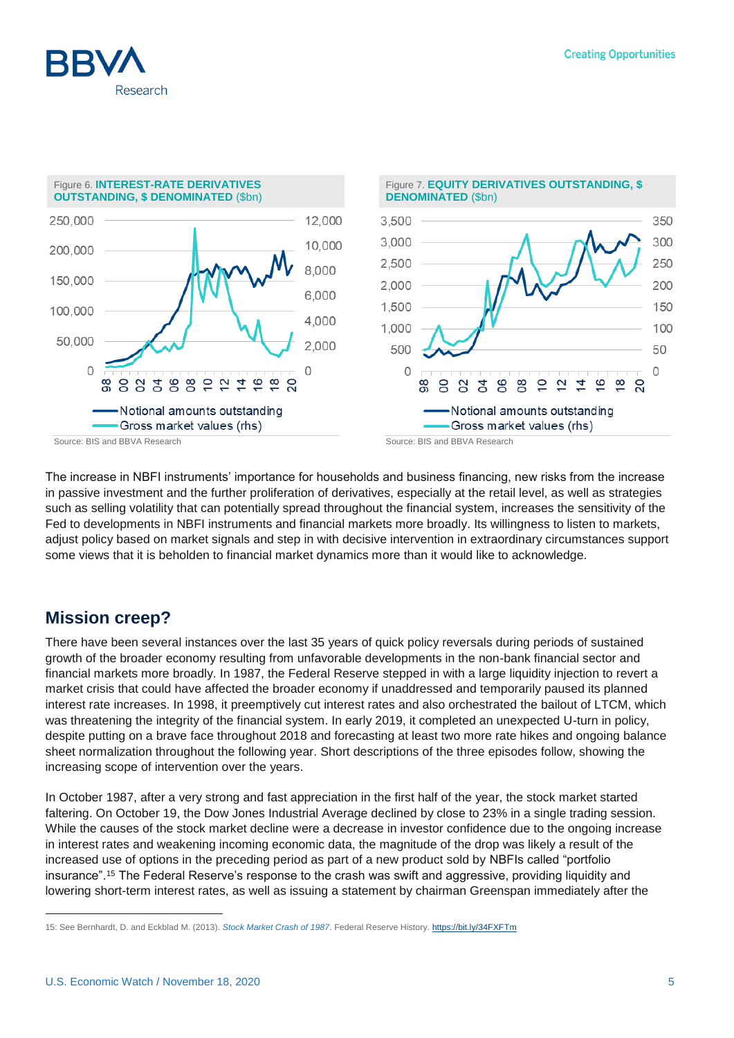Figure 6. **INTEREST-RATE DERIVATIVES OUTSTANDING, $ DENOMINATED** ($bn)

250,000
200,000
150,000
100,000
50,000
0

12,000
10,000
8,000
6,000
4,000
2,000
0

98 00 02 04 06 08 10 12 14 16 18 20

Notional amounts outstanding
Gross market values (rhs)

Source: BIS and BBVA Research

Figure 7. **EQUITY DERIVATIVES OUTSTANDING, $ DENOMINATED** ($bn)

3,500
3,000
2,500
2,000
1,500
1,000
500
0

350
300
250
200
150
100
50
0

98 00 02 04 06 08 10 12 14 16 18 20

Notional amounts outstanding
Gross market values (rhs)

Source: BIS and BBVA Research

The increase in NBFI instruments' importance for households and business financing, new risks from the increase in passive investment and the further proliferation of derivatives, especially at the retail level, as well as strategies such as selling volatility that can potentially spread throughout the financial system, increases the sensitivity of the Fed to developments in NBFI instruments and financial markets more broadly. Its willingness to listen to markets, adjust policy based on market signals and step in with decisive intervention in extraordinary circumstances support some views that it is beholden to financial market dynamics more than it would like to acknowledge.

## Mission creep?

There have been several instances over the last 35 years of quick policy reversals during periods of sustained growth of the broader economy resulting from unfavorable developments in the non-bank financial sector and financial markets more broadly. In 1987, the Federal Reserve stepped in with a large liquidity injection to revert a market crisis that could have affected the broader economy if unaddressed and temporarily paused its planned interest rate increases. In 1998, it preemptively cut interest rates and also orchestrated the bailout of LTCM, which was threatening the integrity of the financial system. In early 2019, it completed an unexpected U-turn in policy, despite putting on a brave face throughout 2018 and forecasting at least two more rate hikes and ongoing balance sheet normalization throughout the following year. Short descriptions of the three episodes follow, showing the increasing scope of intervention over the years.

In October 1987, after a very strong and fast appreciation in the first half of the year, the stock market started faltering. On October 19, the Dow Jones Industrial Average declined by close to 23% in a single trading session. While the causes of the stock market decline were a decrease in investor confidence due to the ongoing increase in interest rates and weakening incoming economic data, the magnitude of the drop was likely a result of the increased use of options in the preceding period as part of a new product sold by NBFIs called "portfolio insurance".[15] The Federal Reserve's response to the crash was swift and aggressive, providing liquidity and lowering short-term interest rates, as well as issuing a statement by chairman Greenspan immediately after the

15: See Bernhardt, D. and Eckblad M. (2013). *Stock Market Crash of 1987*. Federal Reserve History. https://bit.ly/34FXFTm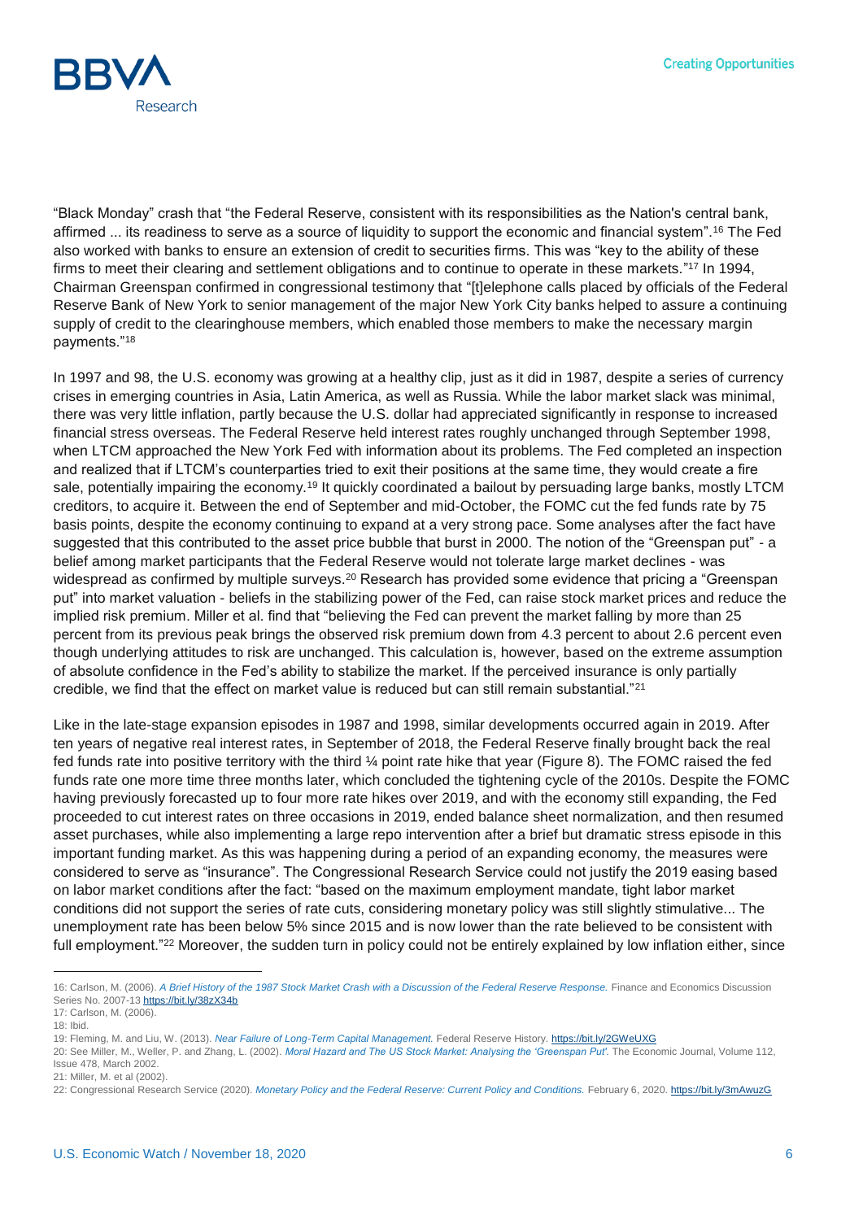“Black Monday” crash that “the Federal Reserve, consistent with its responsibilities as the Nation's central bank, affirmed ... its readiness to serve as a source of liquidity to support the economic and financial system”.[16] The Fed also worked with banks to ensure an extension of credit to securities firms. This was “key to the ability of these firms to meet their clearing and settlement obligations and to continue to operate in these markets.”[17] In 1994, Chairman Greenspan confirmed in congressional testimony that “[t]elephone calls placed by officials of the Federal Reserve Bank of New York to senior management of the major New York City banks helped to assure a continuing supply of credit to the clearinghouse members, which enabled those members to make the necessary margin payments.”[18]

In 1997 and 98, the U.S. economy was growing at a healthy clip, just as it did in 1987, despite a series of currency crises in emerging countries in Asia, Latin America, as well as Russia. While the labor market slack was minimal, there was very little inflation, partly because the U.S. dollar had appreciated significantly in response to increased financial stress overseas. The Federal Reserve held interest rates roughly unchanged through September 1998, when LTCM approached the New York Fed with information about its problems. The Fed completed an inspection and realized that if LTCM’s counterparties tried to exit their positions at the same time, they would create a fire sale, potentially impairing the economy.[19] It quickly coordinated a bailout by persuading large banks, mostly LTCM creditors, to acquire it. Between the end of September and mid-October, the FOMC cut the fed funds rate by 75 basis points, despite the economy continuing to expand at a very strong pace. Some analyses after the fact have suggested that this contributed to the asset price bubble that burst in 2000. The notion of the “Greenspan put” - a belief among market participants that the Federal Reserve would not tolerate large market declines - was widespread as confirmed by multiple surveys.[20] Research has provided some evidence that pricing a “Greenspan put” into market valuation - beliefs in the stabilizing power of the Fed, can raise stock market prices and reduce the implied risk premium. Miller et al. find that “believing the Fed can prevent the market falling by more than 25 percent from its previous peak brings the observed risk premium down from 4.3 percent to about 2.6 percent even though underlying attitudes to risk are unchanged. This calculation is, however, based on the extreme assumption of absolute confidence in the Fed’s ability to stabilize the market. If the perceived insurance is only partially credible, we find that the effect on market value is reduced but can still remain substantial.”[21]

Like in the late-stage expansion episodes in 1987 and 1998, similar developments occurred again in 2019. After ten years of negative real interest rates, in September of 2018, the Federal Reserve finally brought back the real fed funds rate into positive territory with the third ¼ point rate hike that year (Figure 8). The FOMC raised the fed funds rate one more time three months later, which concluded the tightening cycle of the 2010s. Despite the FOMC having previously forecasted up to four more rate hikes over 2019, and with the economy still expanding, the Fed proceeded to cut interest rates on three occasions in 2019, ended balance sheet normalization, and then resumed asset purchases, while also implementing a large repo intervention after a brief but dramatic stress episode in this important funding market. As this was happening during a period of an expanding economy, the measures were considered to serve as “insurance”. The Congressional Research Service could not justify the 2019 easing based on labor market conditions after the fact: “based on the maximum employment mandate, tight labor market conditions did not support the series of rate cuts, considering monetary policy was still slightly stimulative... The unemployment rate has been below 5% since 2015 and is now lower than the rate believed to be consistent with full employment.”[22] Moreover, the sudden turn in policy could not be entirely explained by low inflation either, since

---

16: Carlson, M. (2006). *A Brief History of the 1987 Stock Market Crash with a Discussion of the Federal Reserve Response.* Finance and Economics Discussion Series No. 2007-13 https://bit.ly/38zX34b

17: Carlson, M. (2006).

18: Ibid.

19: Fleming, M. and Liu, W. (2013). *Near Failure of Long-Term Capital Management.* Federal Reserve History. https://bit.ly/2GWeUXG

20: See Miller, M., Weller, P. and Zhang, L. (2002). *Moral Hazard and The US Stock Market: Analysing the 'Greenspan Put'.* The Economic Journal, Volume 112, Issue 478, March 2002.

21: Miller, M. et al (2002).

22: Congressional Research Service (2020). *Monetary Policy and the Federal Reserve: Current Policy and Conditions.* February 6, 2020. https://bit.ly/3mAwuzG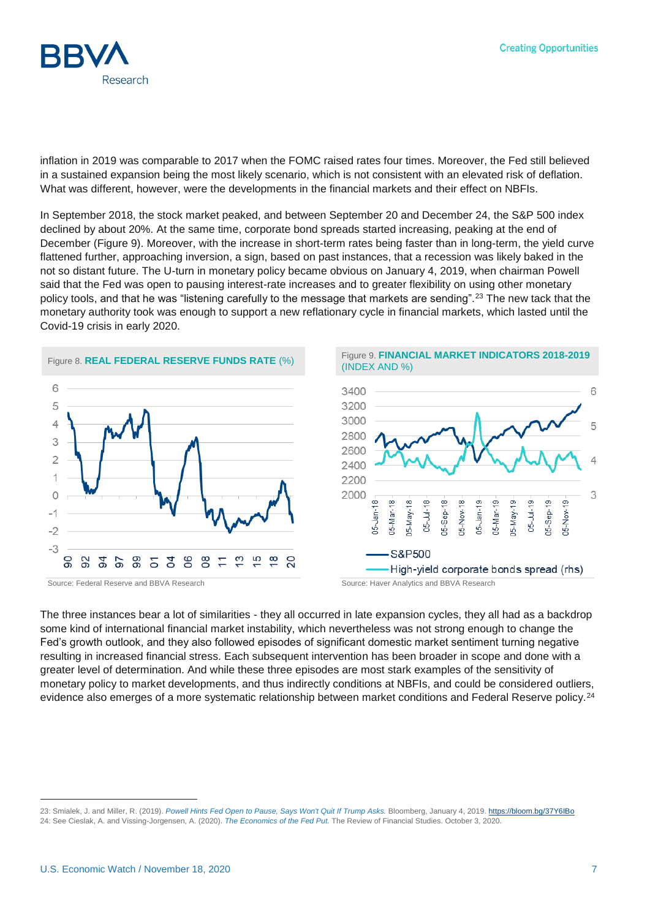inflation in 2019 was comparable to 2017 when the FOMC raised rates four times. Moreover, the Fed still believed in a sustained expansion being the most likely scenario, which is not consistent with an elevated risk of deflation. What was different, however, were the developments in the financial markets and their effect on NBFIs.

In September 2018, the stock market peaked, and between September 20 and December 24, the S&P 500 index declined by about 20%. At the same time, corporate bond spreads started increasing, peaking at the end of December (Figure 9). Moreover, with the increase in short-term rates being faster than in long-term, the yield curve flattened further, approaching inversion, a sign, based on past instances, that a recession was likely baked in the not so distant future. The U-turn in monetary policy became obvious on January 4, 2019, when chairman Powell said that the Fed was open to pausing interest-rate increases and to greater flexibility on using other monetary policy tools, and that he was "listening carefully to the message that markets are sending".[23] The new tack that the monetary authority took was enough to support a new reflationary cycle in financial markets, which lasted until the Covid-19 crisis in early 2020.

Figure 8. **REAL FEDERAL RESERVE FUNDS RATE** (%)

6
5
4
3
2
1
0
-1
-2
-3

90 92 94 97 99 01 04 06 08 11 13 15 18 20

Source: Federal Reserve and BBVA Research

Figure 9. **FINANCIAL MARKET INDICATORS 2018-2019** (INDEX AND %)

3400
3200
3000
2800
2600
2400
2200
2000

6
5
4
3

05-Jan-18 05-Mar-18 05-May-18 05-Jul-18 05-Sep-18 05-Nov-18 05-Jan-19 05-Mar-19 05-May-19 05-Jul-19 05-Sep-19 05-Nov-19

S&P500
High-yield corporate bonds spread (rhs)

Source: Haver Analytics and BBVA Research

The three instances bear a lot of similarities - they all occurred in late expansion cycles, they all had as a backdrop some kind of international financial market instability, which nevertheless was not strong enough to change the Fed's growth outlook, and they also followed episodes of significant domestic market sentiment turning negative resulting in increased financial stress. Each subsequent intervention has been broader in scope and done with a greater level of determination. And while these three episodes are most stark examples of the sensitivity of monetary policy to market developments, and thus indirectly conditions at NBFIs, and could be considered outliers, evidence also emerges of a more systematic relationship between market conditions and Federal Reserve policy.[24]

23: Smialek, J. and Miller, R. (2019). *Powell Hints Fed Open to Pause, Says Won't Quit If Trump Asks.* Bloomberg, January 4, 2019. https://bloom.bg/37Y6IBo
24: See Cieslak, A. and Vissing-Jorgensen, A. (2020). *The Economics of the Fed Put.* The Review of Financial Studies. October 3, 2020.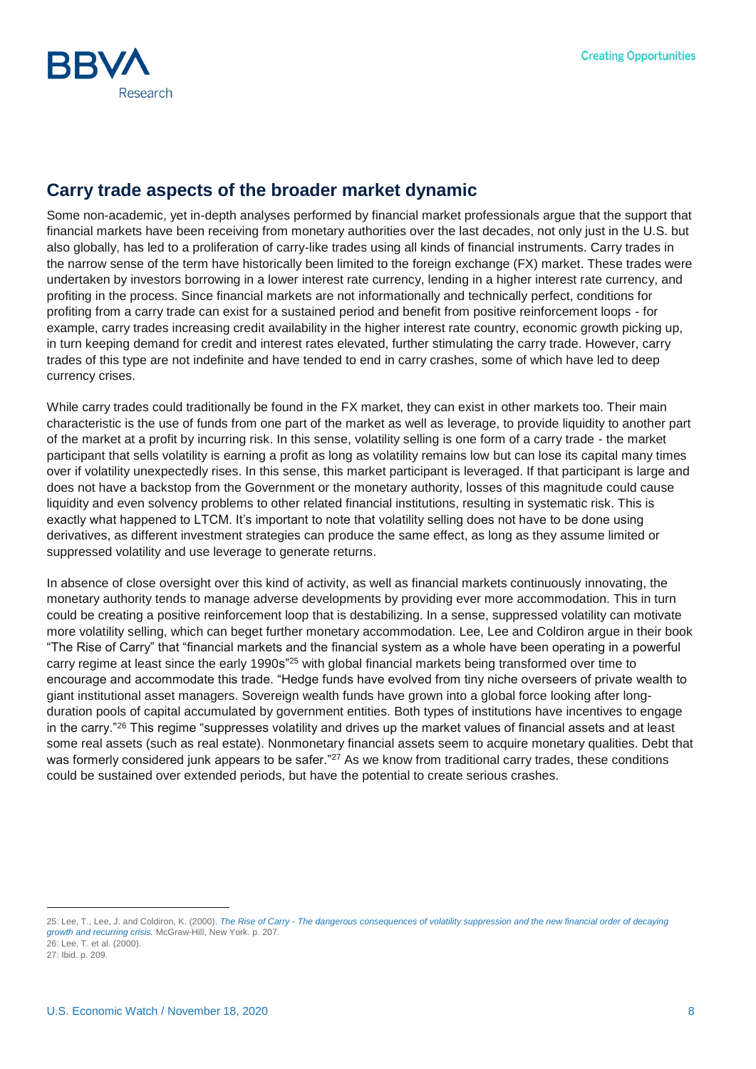## Carry trade aspects of the broader market dynamic

Some non-academic, yet in-depth analyses performed by financial market professionals argue that the support that financial markets have been receiving from monetary authorities over the last decades, not only just in the U.S. but also globally, has led to a proliferation of carry-like trades using all kinds of financial instruments. Carry trades in the narrow sense of the term have historically been limited to the foreign exchange (FX) market. These trades were undertaken by investors borrowing in a lower interest rate currency, lending in a higher interest rate currency, and profiting in the process. Since financial markets are not informationally and technically perfect, conditions for profiting from a carry trade can exist for a sustained period and benefit from positive reinforcement loops - for example, carry trades increasing credit availability in the higher interest rate country, economic growth picking up, in turn keeping demand for credit and interest rates elevated, further stimulating the carry trade. However, carry trades of this type are not indefinite and have tended to end in carry crashes, some of which have led to deep currency crises.

While carry trades could traditionally be found in the FX market, they can exist in other markets too. Their main characteristic is the use of funds from one part of the market as well as leverage, to provide liquidity to another part of the market at a profit by incurring risk. In this sense, volatility selling is one form of a carry trade - the market participant that sells volatility is earning a profit as long as volatility remains low but can lose its capital many times over if volatility unexpectedly rises. In this sense, this market participant is leveraged. If that participant is large and does not have a backstop from the Government or the monetary authority, losses of this magnitude could cause liquidity and even solvency problems to other related financial institutions, resulting in systematic risk. This is exactly what happened to LTCM. It's important to note that volatility selling does not have to be done using derivatives, as different investment strategies can produce the same effect, as long as they assume limited or suppressed volatility and use leverage to generate returns.

In absence of close oversight over this kind of activity, as well as financial markets continuously innovating, the monetary authority tends to manage adverse developments by providing ever more accommodation. This in turn could be creating a positive reinforcement loop that is destabilizing. In a sense, suppressed volatility can motivate more volatility selling, which can beget further monetary accommodation. Lee, Lee and Coldiron argue in their book "The Rise of Carry" that "financial markets and the financial system as a whole have been operating in a powerful carry regime at least since the early 1990s"[25] with global financial markets being transformed over time to encourage and accommodate this trade. "Hedge funds have evolved from tiny niche overseers of private wealth to giant institutional asset managers. Sovereign wealth funds have grown into a global force looking after long-duration pools of capital accumulated by government entities. Both types of institutions have incentives to engage in the carry."[26] This regime "suppresses volatility and drives up the market values of financial assets and at least some real assets (such as real estate). Nonmonetary financial assets seem to acquire monetary qualities. Debt that was formerly considered junk appears to be safer."[27] As we know from traditional carry trades, these conditions could be sustained over extended periods, but have the potential to create serious crashes.

---

25: Lee, T., Lee, J. and Coldiron, K. (2000). *The Rise of Carry - The dangerous consequences of volatility suppression and the new financial order of decaying growth and recurring crisis.* McGraw-Hill, New York. p. 207.
26: Lee, T. et al. (2000).
27: Ibid. p. 209.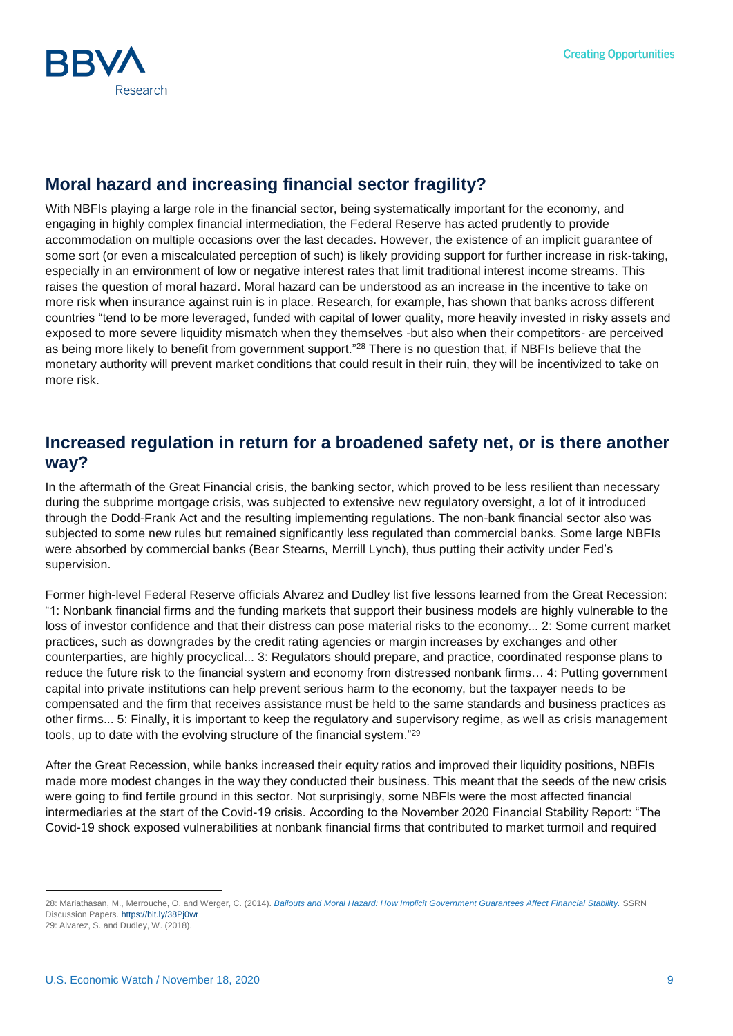## Moral hazard and increasing financial sector fragility?

With NBFIs playing a large role in the financial sector, being systematically important for the economy, and engaging in highly complex financial intermediation, the Federal Reserve has acted prudently to provide accommodation on multiple occasions over the last decades. However, the existence of an implicit guarantee of some sort (or even a miscalculated perception of such) is likely providing support for further increase in risk-taking, especially in an environment of low or negative interest rates that limit traditional interest income streams. This raises the question of moral hazard. Moral hazard can be understood as an increase in the incentive to take on more risk when insurance against ruin is in place. Research, for example, has shown that banks across different countries "tend to be more leveraged, funded with capital of lower quality, more heavily invested in risky assets and exposed to more severe liquidity mismatch when they themselves -but also when their competitors- are perceived as being more likely to benefit from government support."[28] There is no question that, if NBFIs believe that the monetary authority will prevent market conditions that could result in their ruin, they will be incentivized to take on more risk.

## Increased regulation in return for a broadened safety net, or is there another way?

In the aftermath of the Great Financial crisis, the banking sector, which proved to be less resilient than necessary during the subprime mortgage crisis, was subjected to extensive new regulatory oversight, a lot of it introduced through the Dodd-Frank Act and the resulting implementing regulations. The non-bank financial sector also was subjected to some new rules but remained significantly less regulated than commercial banks. Some large NBFIs were absorbed by commercial banks (Bear Stearns, Merrill Lynch), thus putting their activity under Fed's supervision.

Former high-level Federal Reserve officials Alvarez and Dudley list five lessons learned from the Great Recession: "1: Nonbank financial firms and the funding markets that support their business models are highly vulnerable to the loss of investor confidence and that their distress can pose material risks to the economy... 2: Some current market practices, such as downgrades by the credit rating agencies or margin increases by exchanges and other counterparties, are highly procyclical... 3: Regulators should prepare, and practice, coordinated response plans to reduce the future risk to the financial system and economy from distressed nonbank firms… 4: Putting government capital into private institutions can help prevent serious harm to the economy, but the taxpayer needs to be compensated and the firm that receives assistance must be held to the same standards and business practices as other firms... 5: Finally, it is important to keep the regulatory and supervisory regime, as well as crisis management tools, up to date with the evolving structure of the financial system."[29]

After the Great Recession, while banks increased their equity ratios and improved their liquidity positions, NBFIs made more modest changes in the way they conducted their business. This meant that the seeds of the new crisis were going to find fertile ground in this sector. Not surprisingly, some NBFIs were the most affected financial intermediaries at the start of the Covid-19 crisis. According to the November 2020 Financial Stability Report: "The Covid-19 shock exposed vulnerabilities at nonbank financial firms that contributed to market turmoil and required

---

28: Mariathasan, M., Merrouche, O. and Werger, C. (2014). *Bailouts and Moral Hazard: How Implicit Government Guarantees Affect Financial Stability.* SSRN Discussion Papers. https://bit.ly/38Pj0wr

29: Alvarez, S. and Dudley, W. (2018).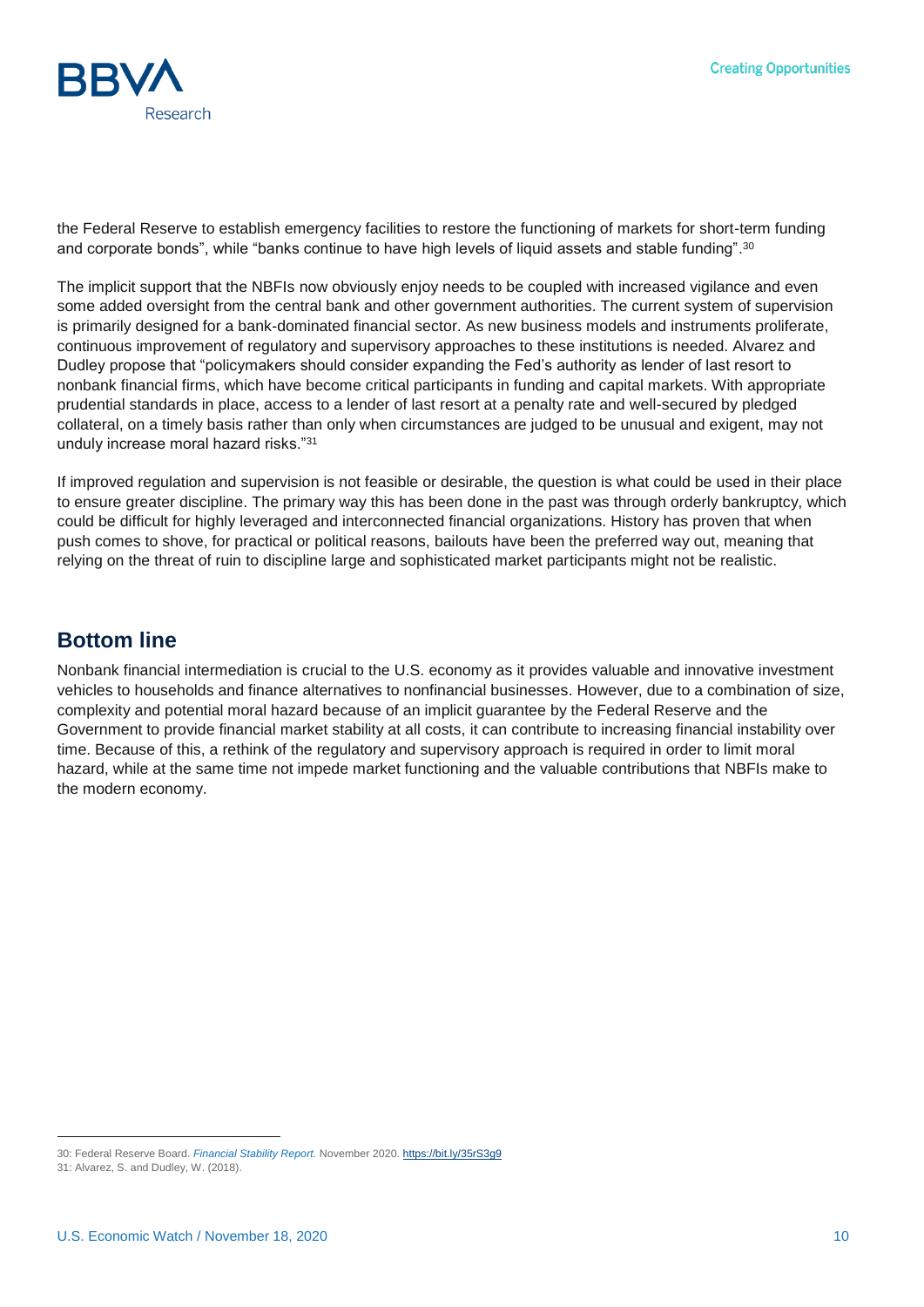the Federal Reserve to establish emergency facilities to restore the functioning of markets for short-term funding and corporate bonds", while "banks continue to have high levels of liquid assets and stable funding".[30]

The implicit support that the NBFIs now obviously enjoy needs to be coupled with increased vigilance and even some added oversight from the central bank and other government authorities. The current system of supervision is primarily designed for a bank-dominated financial sector. As new business models and instruments proliferate, continuous improvement of regulatory and supervisory approaches to these institutions is needed. Alvarez and Dudley propose that "policymakers should consider expanding the Fed's authority as lender of last resort to nonbank financial firms, which have become critical participants in funding and capital markets. With appropriate prudential standards in place, access to a lender of last resort at a penalty rate and well-secured by pledged collateral, on a timely basis rather than only when circumstances are judged to be unusual and exigent, may not unduly increase moral hazard risks."[31]

If improved regulation and supervision is not feasible or desirable, the question is what could be used in their place to ensure greater discipline. The primary way this has been done in the past was through orderly bankruptcy, which could be difficult for highly leveraged and interconnected financial organizations. History has proven that when push comes to shove, for practical or political reasons, bailouts have been the preferred way out, meaning that relying on the threat of ruin to discipline large and sophisticated market participants might not be realistic.

## Bottom line

Nonbank financial intermediation is crucial to the U.S. economy as it provides valuable and innovative investment vehicles to households and finance alternatives to nonfinancial businesses. However, due to a combination of size, complexity and potential moral hazard because of an implicit guarantee by the Federal Reserve and the Government to provide financial market stability at all costs, it can contribute to increasing financial instability over time. Because of this, a rethink of the regulatory and supervisory approach is required in order to limit moral hazard, while at the same time not impede market functioning and the valuable contributions that NBFIs make to the modern economy.

---

30: Federal Reserve Board. *Financial Stability Report.* November 2020. https://bit.ly/35rS3g9

31: Alvarez, S. and Dudley, W. (2018).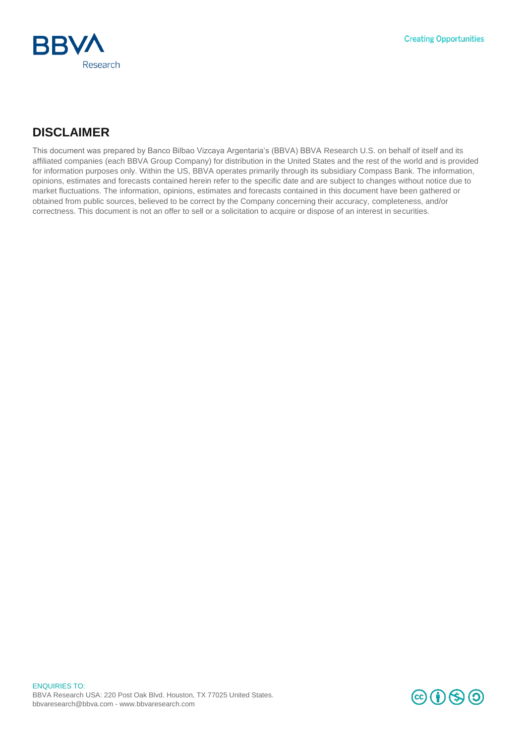## DISCLAIMER

This document was prepared by Banco Bilbao Vizcaya Argentaria's (BBVA) BBVA Research U.S. on behalf of itself and its affiliated companies (each BBVA Group Company) for distribution in the United States and the rest of the world and is provided for information purposes only. Within the US, BBVA operates primarily through its subsidiary Compass Bank. The information, opinions, estimates and forecasts contained herein refer to the specific date and are subject to changes without notice due to market fluctuations. The information, opinions, estimates and forecasts contained in this document have been gathered or obtained from public sources, believed to be correct by the Company concerning their accuracy, completeness, and/or correctness. This document is not an offer to sell or a solicitation to acquire or dispose of an interest in securities.

ENQUIRIES TO:
BBVA Research USA: 220 Post Oak Blvd. Houston, TX 77025 United States.
bbvaresearch@bbva.com - www.bbvaresearch.com